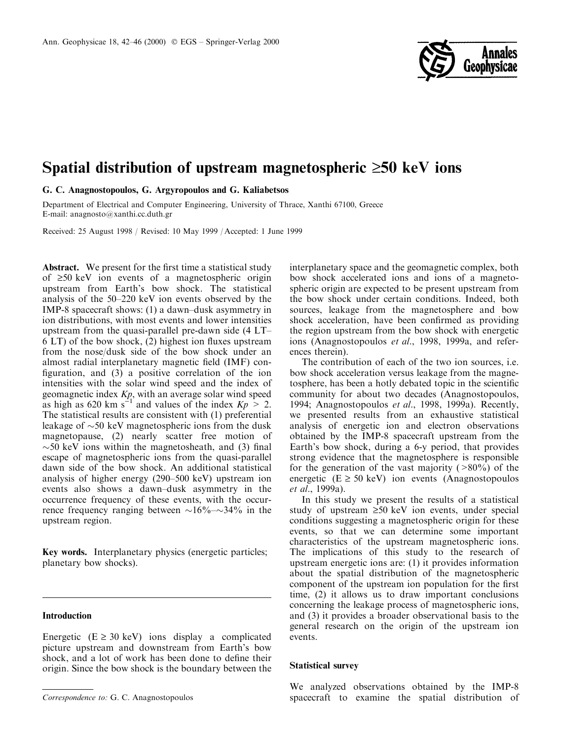# Spatial distribution of upstream magnetospheric ≥50 keV ions

**G. C. Anagnostopoulos, G. Argyropoulos and G. Kaliabetsos**

Department of Electrical and Computer Engineering, University of Thrace, Xanthi 67100, Greece
E-mail: anagnosto@xanthi.cc.duth.gr

Received: 25 August 1998 / Revised: 10 May 1999 / Accepted: 1 June 1999

**Abstract.** We present for the first time a statistical study of ≥50 keV ion events of a magnetospheric origin upstream from Earth's bow shock. The statistical analysis of the 50–220 keV ion events observed by the IMP-8 spacecraft shows: (1) a dawn–dusk asymmetry in ion distributions, with most events and lower intensities upstream from the quasi-parallel pre-dawn side (4 LT–6 LT) of the bow shock, (2) highest ion fluxes upstream from the nose/dusk side of the bow shock under an almost radial interplanetary magnetic field (IMF) configuration, and (3) a positive correlation of the ion intensities with the solar wind speed and the index of geomagnetic index *Kp*, with an average solar wind speed as high as 620 km $s^{-1}$ and values of the index $Kp > 2$. The statistical results are consistent with (1) preferential leakage of ~50 keV magnetospheric ions from the dusk magnetopause, (2) nearly scatter free motion of ~50 keV ions within the magnetosheath, and (3) final escape of magnetospheric ions from the quasi-parallel dawn side of the bow shock. An additional statistical analysis of higher energy (290–500 keV) upstream ion events also shows a dawn–dusk asymmetry in the occurrence frequency of these events, with the occurrence frequency ranging between ~16%–~34% in the upstream region.

**Key words.** Interplanetary physics (energetic particles; planetary bow shocks).

## Introduction

Energetic (E ≥ 30 keV) ions display a complicated picture upstream and downstream from Earth's bow shock, and a lot of work has been done to define their origin. Since the bow shock is the boundary between the interplanetary space and the geomagnetic complex, both bow shock accelerated ions and ions of a magnetospheric origin are expected to be present upstream from the bow shock under certain conditions. Indeed, both sources, leakage from the magnetosphere and bow shock acceleration, have been confirmed as providing the region upstream from the bow shock with energetic ions (Anagnostopoulos *et al*., 1998, 1999a, and references therein).

The contribution of each of the two ion sources, i.e. bow shock acceleration versus leakage from the magnetosphere, has been a hotly debated topic in the scientific community for about two decades (Anagnostopoulos, 1994; Anagnostopoulos *et al*., 1998, 1999a). Recently, we presented results from an exhaustive statistical analysis of energetic ion and electron observations obtained by the IMP-8 spacecraft upstream from the Earth's bow shock, during a 6-y period, that provides strong evidence that the magnetosphere is responsible for the generation of the vast majority (>80%) of the energetic (E ≥ 50 keV) ion events (Anagnostopoulos *et al*., 1999a).

In this study we present the results of a statistical study of upstream ≥50 keV ion events, under special conditions suggesting a magnetospheric origin for these events, so that we can determine some important characteristics of the upstream magnetospheric ions. The implications of this study to the research of upstream energetic ions are: (1) it provides information about the spatial distribution of the magnetospheric component of the upstream ion population for the first time, (2) it allows us to draw important conclusions concerning the leakage process of magnetospheric ions, and (3) it provides a broader observational basis to the general research on the origin of the upstream ion events.

## Statistical survey

We analyzed observations obtained by the IMP-8 spacecraft to examine the spatial distribution of

*Correspondence to:* G. C. Anagnostopoulos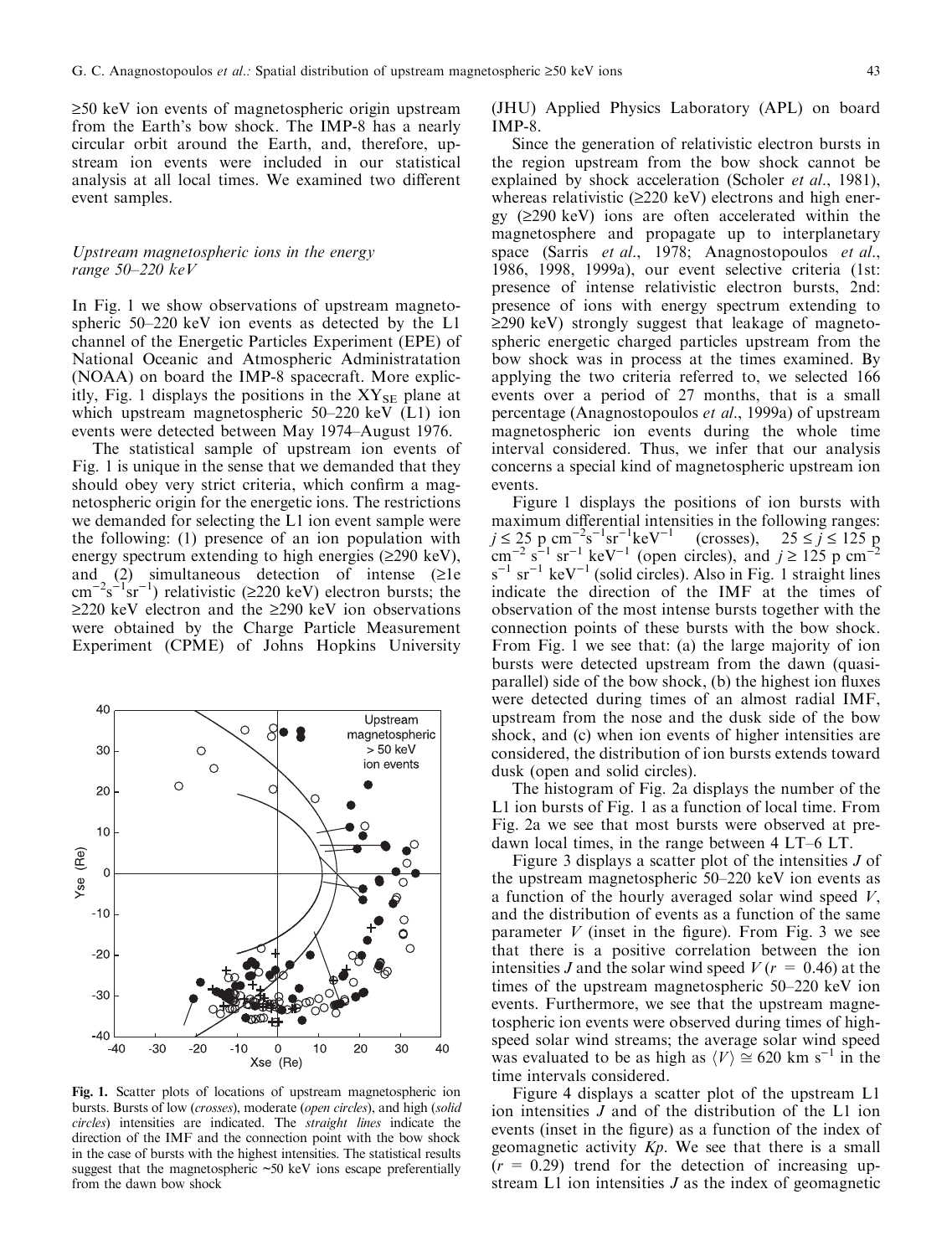≥50 keV ion events of magnetospheric origin upstream from the Earth's bow shock. The IMP-8 has a nearly circular orbit around the Earth, and, therefore, upstream ion events were included in our statistical analysis at all local times. We examined two different event samples.

### *Upstream magnetospheric ions in the energy range 50–220 keV*

In Fig. 1 we show observations of upstream magnetospheric 50–220 keV ion events as detected by the L1 channel of the Energetic Particles Experiment (EPE) of National Oceanic and Atmospheric Administratation (NOAA) on board the IMP-8 spacecraft. More explicitly, Fig. 1 displays the positions in the $XY_{SE}$ plane at which upstream magnetospheric 50–220 keV (L1) ion events were detected between May 1974–August 1976.

The statistical sample of upstream ion events of Fig. 1 is unique in the sense that we demanded that they should obey very strict criteria, which confirm a magnetospheric origin for the energetic ions. The restrictions we demanded for selecting the L1 ion event sample were the following: (1) presence of an ion population with energy spectrum extending to high energies (≥290 keV), and (2) simultaneous detection of intense (≥1e $cm^{-2}s^{-1}sr^{-1}$) relativistic (≥220 keV) electron bursts; the ≥220 keV electron and the ≥290 keV ion observations were obtained by the Charge Particle Measurement Experiment (CPME) of Johns Hopkins University (JHU) Applied Physics Laboratory (APL) on board IMP-8.

**Fig. 1.** Scatter plots of locations of upstream magnetospheric ion bursts. Bursts of low (*crosses*), moderate (*open circles*), and high (*solid circles*) intensities are indicated. The *straight lines* indicate the direction of the IMF and the connection point with the bow shock in the case of bursts with the highest intensities. The statistical results suggest that the magnetospheric ~50 keV ions escape preferentially from the dawn bow shock

Since the generation of relativistic electron bursts in the region upstream from the bow shock cannot be explained by shock acceleration (Scholer *et al*., 1981), whereas relativistic (≥220 keV) electrons and high energy (≥290 keV) ions are often accelerated within the magnetosphere and propagate up to interplanetary space (Sarris *et al*., 1978; Anagnostopoulos *et al*., 1986, 1998, 1999a), our event selective criteria (1st: presence of intense relativistic electron bursts, 2nd: presence of ions with energy spectrum extending to ≥290 keV) strongly suggest that leakage of magnetospheric energetic charged particles upstream from the bow shock was in process at the times examined. By applying the two criteria referred to, we selected 166 events over a period of 27 months, that is a small percentage (Anagnostopoulos *et al*., 1999a) of upstream magnetospheric ion events during the whole time interval considered. Thus, we infer that our analysis concerns a special kind of magnetospheric upstream ion events.

Figure 1 displays the positions of ion bursts with maximum differential intensities in the following ranges: $j \le 25$ p $cm^{-2}s^{-1}sr^{-1}keV^{-1}$ (crosses), $25 \le j \le 125$ p $cm^{-2}$ $s^{-1}$ $sr^{-1}$ $keV^{-1}$ (open circles), and $j \ge 125$ p $cm^{-2}$ $s^{-1}$ $sr^{-1}$ $keV^{-1}$ (solid circles). Also in Fig. 1 straight lines indicate the direction of the IMF at the times of observation of the most intense bursts together with the connection points of these bursts with the bow shock. From Fig. 1 we see that: (a) the large majority of ion bursts were detected upstream from the dawn (quasi-parallel) side of the bow shock, (b) the highest ion fluxes were detected during times of an almost radial IMF, upstream from the nose and the dusk side of the bow shock, and (c) when ion events of higher intensities are considered, the distribution of ion bursts extends toward dusk (open and solid circles).

The histogram of Fig. 2a displays the number of the L1 ion bursts of Fig. 1 as a function of local time. From Fig. 2a we see that most bursts were observed at predawn local times, in the range between 4 LT–6 LT.

Figure 3 displays a scatter plot of the intensities $J$ of the upstream magnetospheric 50–220 keV ion events as a function of the hourly averaged solar wind speed $V$, and the distribution of events as a function of the same parameter $V$ (inset in the figure). From Fig. 3 we see that there is a positive correlation between the ion intensities $J$ and the solar wind speed $V$ ($r = 0.46$) at the times of the upstream magnetospheric 50–220 keV ion events. Furthermore, we see that the upstream magnetospheric ion events were observed during times of high-speed solar wind streams; the average solar wind speed was evaluated to be as high as $\langle V \rangle \cong 620$ km $s^{-1}$ in the time intervals considered.

Figure 4 displays a scatter plot of the upstream L1 ion intensities $J$ and of the distribution of the L1 ion events (inset in the figure) as a function of the index of geomagnetic activity $Kp$. We see that there is a small ($r = 0.29$) trend for the detection of increasing upstream L1 ion intensities $J$ as the index of geomagnetic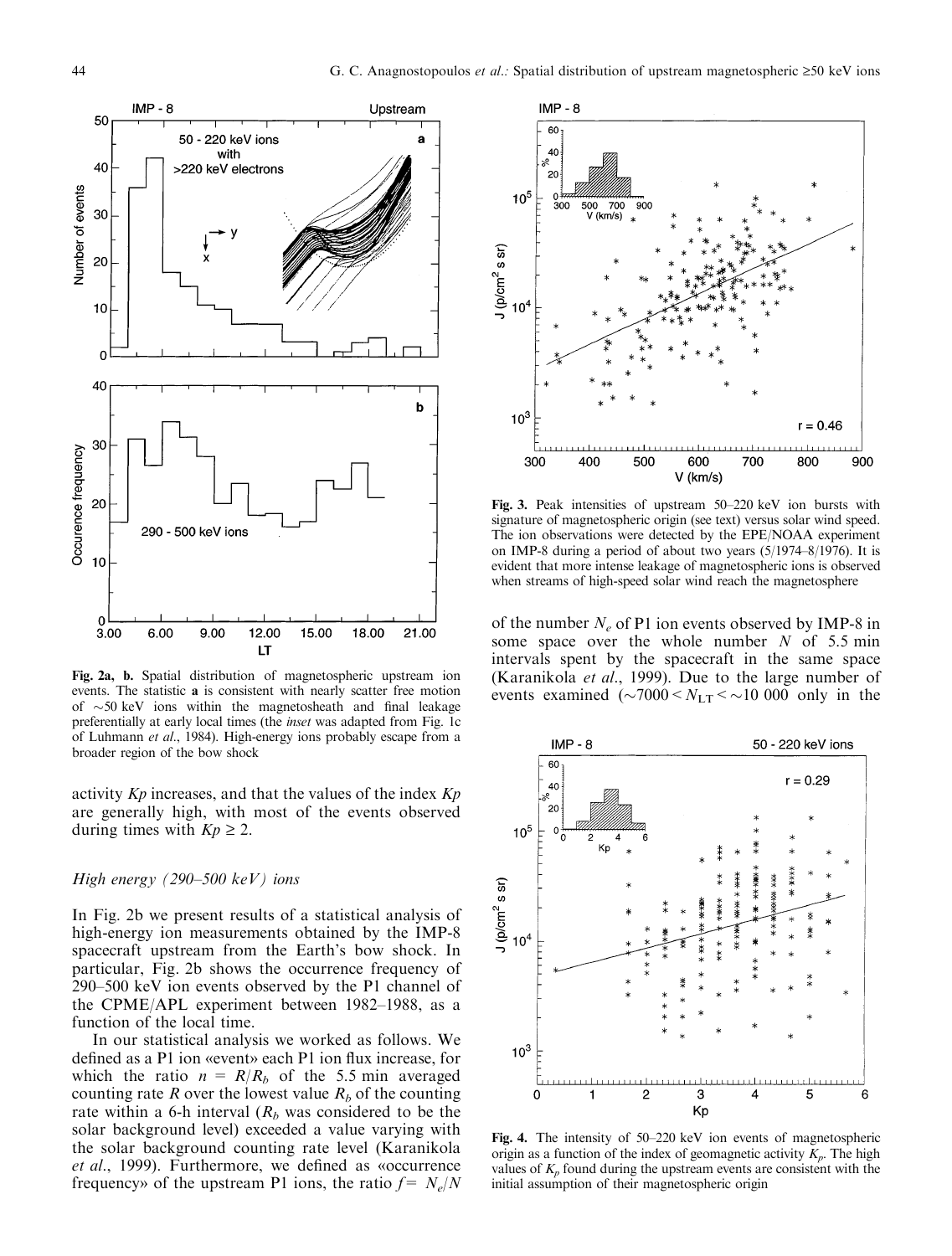Fig. 2a, b. Spatial distribution of magnetospheric upstream ion events. The statistic **a** is consistent with nearly scatter free motion of ~50 keV ions within the magnetosheath and final leakage preferentially at early local times (the *inset* was adapted from Fig. 1c of Luhmann *et al*., 1984). High-energy ions probably escape from a broader region of the bow shock

activity *Kp* increases, and that the values of the index *Kp* are generally high, with most of the events observed during times with $Kp \geq 2$.

### *High energy (290–500 keV) ions*

In Fig. 2b we present results of a statistical analysis of high-energy ion measurements obtained by the IMP-8 spacecraft upstream from the Earth's bow shock. In particular, Fig. 2b shows the occurrence frequency of 290–500 keV ion events observed by the P1 channel of the CPME/APL experiment between 1982–1988, as a function of the local time.

In our statistical analysis we worked as follows. We defined as a P1 ion «event» each P1 ion flux increase, for which the ratio $n = R/R_b$ of the 5.5 min averaged counting rate $R$ over the lowest value $R_b$ of the counting rate within a 6-h interval ($R_b$ was considered to be the solar background level) exceeded a value varying with the solar background counting rate level (Karanikola *et al*., 1999). Furthermore, we defined as «occurrence frequency» of the upstream P1 ions, the ratio $f = N_e/N$ of the number $N_e$ of P1 ion events observed by IMP-8 in some space over the whole number $N$ of 5.5 min intervals spent by the spacecraft in the same space (Karanikola *et al*., 1999). Due to the large number of events examined ($\sim 7000 < N_{LT} < \sim 10\,000$ only in the

Fig. 3. Peak intensities of upstream 50–220 keV ion bursts with signature of magnetospheric origin (see text) versus solar wind speed. The ion observations were detected by the EPE/NOAA experiment on IMP-8 during a period of about two years (5/1974–8/1976). It is evident that more intense leakage of magnetospheric ions is observed when streams of high-speed solar wind reach the magnetosphere

Fig. 4. The intensity of 50–220 keV ion events of magnetospheric origin as a function of the index of geomagnetic activity $K_p$. The high values of $K_p$ found during the upstream events are consistent with the initial assumption of their magnetospheric origin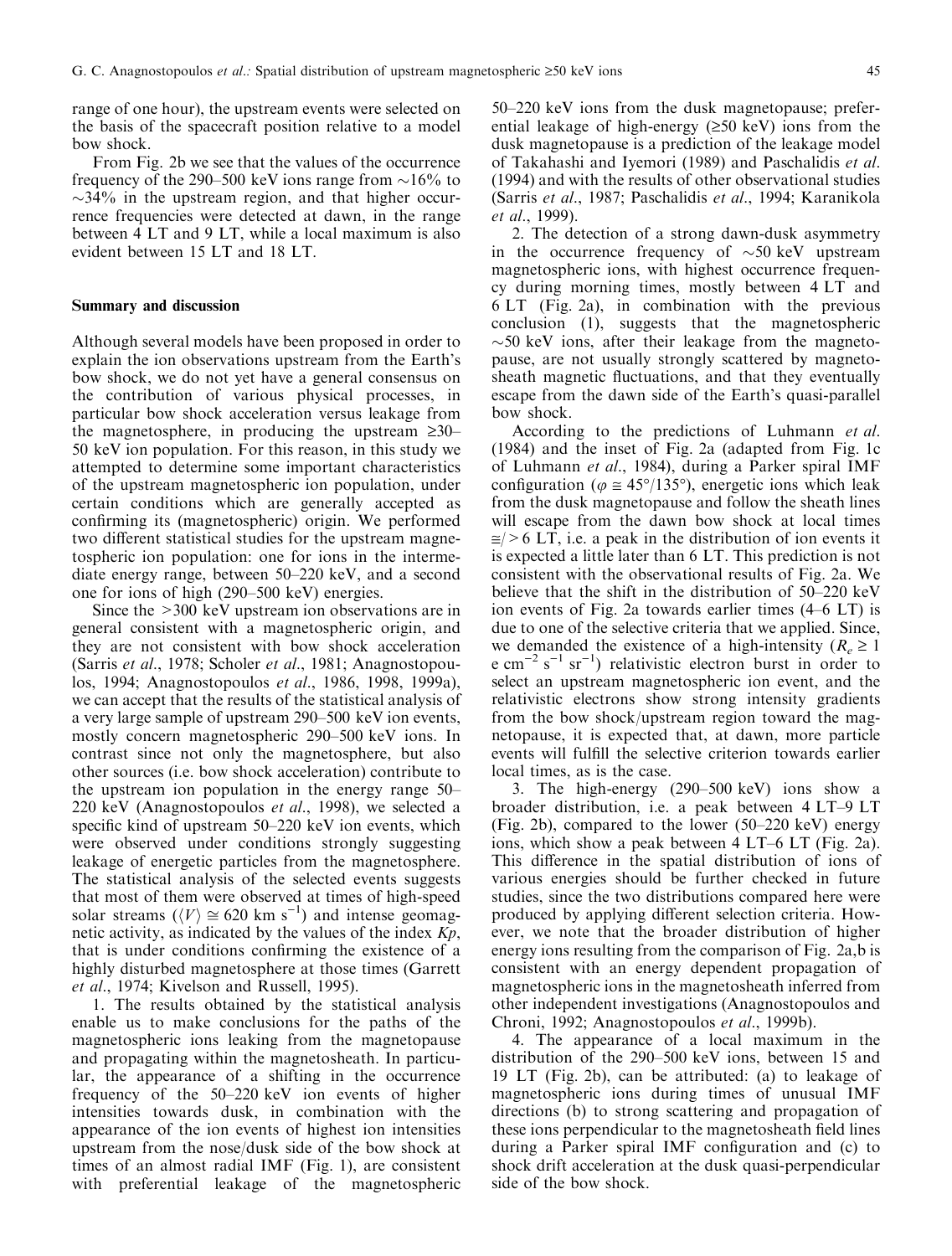range of one hour), the upstream events were selected on the basis of the spacecraft position relative to a model bow shock.

From Fig. 2b we see that the values of the occurrence frequency of the 290–500 keV ions range from ~16% to ~34% in the upstream region, and that higher occurrence frequencies were detected at dawn, in the range between 4 LT and 9 LT, while a local maximum is also evident between 15 LT and 18 LT.

## Summary and discussion

Although several models have been proposed in order to explain the ion observations upstream from the Earth's bow shock, we do not yet have a general consensus on the contribution of various physical processes, in particular bow shock acceleration versus leakage from the magnetosphere, in producing the upstream ≥30–50 keV ion population. For this reason, in this study we attempted to determine some important characteristics of the upstream magnetospheric ion population, under certain conditions which are generally accepted as confirming its (magnetospheric) origin. We performed two different statistical studies for the upstream magnetospheric ion population: one for ions in the intermediate energy range, between 50–220 keV, and a second one for ions of high (290–500 keV) energies.

Since the >300 keV upstream ion observations are in general consistent with a magnetospheric origin, and they are not consistent with bow shock acceleration (Sarris *et al*., 1978; Scholer *et al*., 1981; Anagnostopoulos, 1994; Anagnostopoulos *et al*., 1986, 1998, 1999a), we can accept that the results of the statistical analysis of a very large sample of upstream 290–500 keV ion events, mostly concern magnetospheric 290–500 keV ions. In contrast since not only the magnetosphere, but also other sources (i.e. bow shock acceleration) contribute to the upstream ion population in the energy range 50–220 keV (Anagnostopoulos *et al*., 1998), we selected a specific kind of upstream 50–220 keV ion events, which were observed under conditions strongly suggesting leakage of energetic particles from the magnetosphere. The statistical analysis of the selected events suggests that most of them were observed at times of high-speed solar streams ($\langle V \rangle \cong 620$ km s$^{-1}$) and intense geomagnetic activity, as indicated by the values of the index *Kp*, that is under conditions confirming the existence of a highly disturbed magnetosphere at those times (Garrett *et al*., 1974; Kivelson and Russell, 1995).

1. The results obtained by the statistical analysis enable us to make conclusions for the paths of the magnetospheric ions leaking from the magnetopause and propagating within the magnetosheath. In particular, the appearance of a shifting in the occurrence frequency of the 50–220 keV ion events of higher intensities towards dusk, in combination with the appearance of the ion events of highest ion intensities upstream from the nose/dusk side of the bow shock at times of an almost radial IMF (Fig. 1), are consistent with preferential leakage of the magnetospheric 50–220 keV ions from the dusk magnetopause; preferential leakage of high-energy (≥50 keV) ions from the dusk magnetopause is a prediction of the leakage model of Takahashi and Iyemori (1989) and Paschalidis *et al*. (1994) and with the results of other observational studies (Sarris *et al*., 1987; Paschalidis *et al*., 1994; Karanikola *et al*., 1999).

2. The detection of a strong dawn-dusk asymmetry in the occurrence frequency of ~50 keV upstream magnetospheric ions, with highest occurrence frequency during morning times, mostly between 4 LT and 6 LT (Fig. 2a), in combination with the previous conclusion (1), suggests that the magnetospheric ~50 keV ions, after their leakage from the magnetopause, are not usually strongly scattered by magnetosheath magnetic fluctuations, and that they eventually escape from the dawn side of the Earth's quasi-parallel bow shock.

According to the predictions of Luhmann *et al*. (1984) and the inset of Fig. 2a (adapted from Fig. 1c of Luhmann *et al*., 1984), during a Parker spiral IMF configuration ($\varphi \cong 45°/135°$), energetic ions which leak from the dusk magnetopause and follow the sheath lines will escape from the dawn bow shock at local times ≅/ > 6 LT, i.e. a peak in the distribution of ion events it is expected a little later than 6 LT. This prediction is not consistent with the observational results of Fig. 2a. We believe that the shift in the distribution of 50–220 keV ion events of Fig. 2a towards earlier times (4–6 LT) is due to one of the selective criteria that we applied. Since, we demanded the existence of a high-intensity ($R_e \geq 1$ e cm$^{-2}$ s$^{-1}$ sr$^{-1}$) relativistic electron burst in order to select an upstream magnetospheric ion event, and the relativistic electrons show strong intensity gradients from the bow shock/upstream region toward the magnetopause, it is expected that, at dawn, more particle events will fulfill the selective criterion towards earlier local times, as is the case.

3. The high-energy (290–500 keV) ions show a broader distribution, i.e. a peak between 4 LT–9 LT (Fig. 2b), compared to the lower (50–220 keV) energy ions, which show a peak between 4 LT–6 LT (Fig. 2a). This difference in the spatial distribution of ions of various energies should be further checked in future studies, since the two distributions compared here were produced by applying different selection criteria. However, we note that the broader distribution of higher energy ions resulting from the comparison of Fig. 2a,b is consistent with an energy dependent propagation of magnetospheric ions in the magnetosheath inferred from other independent investigations (Anagnostopoulos and Chroni, 1992; Anagnostopoulos *et al*., 1999b).

4. The appearance of a local maximum in the distribution of the 290–500 keV ions, between 15 and 19 LT (Fig. 2b), can be attributed: (a) to leakage of magnetospheric ions during times of unusual IMF directions (b) to strong scattering and propagation of these ions perpendicular to the magnetosheath field lines during a Parker spiral IMF configuration and (c) to shock drift acceleration at the dusk quasi-perpendicular side of the bow shock.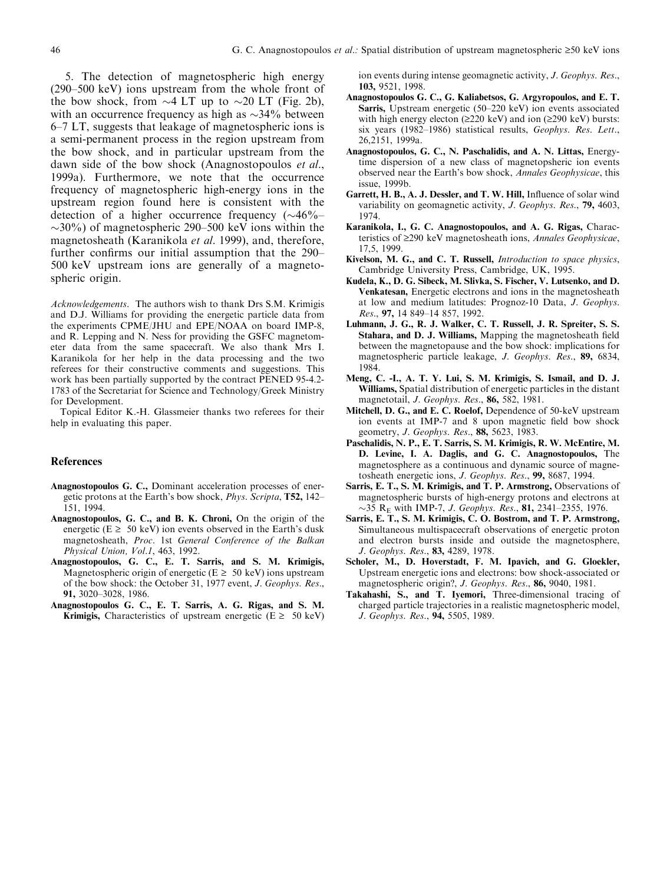5. The detection of magnetospheric high energy (290–500 keV) ions upstream from the whole front of the bow shock, from ~4 LT up to ~20 LT (Fig. 2b), with an occurrence frequency as high as ~34% between 6–7 LT, suggests that leakage of magnetospheric ions is a semi-permanent process in the region upstream from the bow shock, and in particular upstream from the dawn side of the bow shock (Anagnostopoulos *et al*., 1999a). Furthermore, we note that the occurrence frequency of magnetospheric high-energy ions in the upstream region found here is consistent with the detection of a higher occurrence frequency (~46%–~30%) of magnetospheric 290–500 keV ions within the magnetosheath (Karanikola *et al*. 1999), and, therefore, further confirms our initial assumption that the 290–500 keV upstream ions are generally of a magnetospheric origin.

*Acknowledgements*. The authors wish to thank Drs S.M. Krimigis and D.J. Williams for providing the energetic particle data from the experiments CPME/JHU and EPE/NOAA on board IMP-8, and R. Lepping and N. Ness for providing the GSFC magnetometer data from the same spacecraft. We also thank Mrs I. Karanikola for her help in the data processing and the two referees for their constructive comments and suggestions. This work has been partially supported by the contract PENED 95-4.2-1783 of the Secretariat for Science and Technology/Greek Ministry for Development.

Topical Editor K.-H. Glassmeier thanks two referees for their help in evaluating this paper.

## References

**Anagnostopoulos G. C.,** Dominant acceleration processes of energetic protons at the Earth's bow shock, *Phys. Scripta*, **T52,** 142–151, 1994.

**Anagnostopoulos, G. C., and B. K. Chroni,** On the origin of the energetic (E ≥ 50 keV) ion events observed in the Earth's dusk magnetosheath, *Proc*. 1st *General Conference of the Balkan Physical Union, Vol.1*, 463, 1992.

**Anagnostopoulos, G. C., E. T. Sarris, and S. M. Krimigis,** Magnetospheric origin of energetic (E ≥ 50 keV) ions upstream of the bow shock: the October 31, 1977 event, *J. Geophys. Res*., **91,** 3020–3028, 1986.

**Anagnostopoulos G. C., E. T. Sarris, A. G. Rigas, and S. M. Krimigis,** Characteristics of upstream energetic (E ≥ 50 keV) ion events during intense geomagnetic activity, *J. Geophys. Res*., **103,** 9521, 1998.

**Anagnostopoulos G. C., G. Kaliabetsos, G. Argyropoulos, and E. T. Sarris,** Upstream energetic (50–220 keV) ion events associated with high energy electon (≥220 keV) and ion (≥290 keV) bursts: six years (1982–1986) statistical results, *Geophys. Res. Lett*., 26,2151, 1999a.

**Anagnostopoulos, G. C., N. Paschalidis, and A. N. Littas,** Energy-time dispersion of a new class of magnetopsheric ion events observed near the Earth's bow shock, *Annales Geophysicae*, this issue, 1999b.

**Garrett, H. B., A. J. Dessler, and T. W. Hill,** Influence of solar wind variability on geomagnetic activity, *J. Geophys. Res*., **79,** 4603, 1974.

**Karanikola, I., G. C. Anagnostopoulos, and A. G. Rigas,** Characteristics of ≥290 keV magnetosheath ions, *Annales Geophysicae*, 17,5, 1999.

**Kivelson, M. G., and C. T. Russell,** *Introduction to space physics*, Cambridge University Press, Cambridge, UK, 1995.

**Kudela, K., D. G. Sibeck, M. Slivka, S. Fischer, V. Lutsenko, and D. Venkatesan,** Energetic electrons and ions in the magnetosheath at low and medium latitudes: Prognoz-10 Data, *J. Geophys. Res*., **97,** 14 849–14 857, 1992.

**Luhmann, J. G., R. J. Walker, C. T. Russell, J. R. Spreiter, S. S. Stahara, and D. J. Williams,** Mapping the magnetosheath field between the magnetopause and the bow shock: implications for magnetospheric particle leakage, *J. Geophys. Res*., **89,** 6834, 1984.

**Meng, C. -I., A. T. Y. Lui, S. M. Krimigis, S. Ismail, and D. J. Williams,** Spatial distribution of energetic particles in the distant magnetotail, *J. Geophys. Res*., **86,** 582, 1981.

**Mitchell, D. G., and E. C. Roelof,** Dependence of 50-keV upstream ion events at IMP-7 and 8 upon magnetic field bow shock geometry, *J. Geophys. Res*., **88,** 5623, 1983.

**Paschalidis, N. P., E. T. Sarris, S. M. Krimigis, R. W. McEntire, M. D. Levine, I. A. Daglis, and G. C. Anagnostopoulos,** The magnetosphere as a continuous and dynamic source of magnetosheath energetic ions, *J. Geophys. Res*., **99,** 8687, 1994.

**Sarris, E. T., S. M. Krimigis, and T. P. Armstrong,** Observations of magnetospheric bursts of high-energy protons and electrons at ~35 $R_E$ with IMP-7, *J. Geophys. Res*., **81,** 2341–2355, 1976.

**Sarris, E. T., S. M. Krimigis, C. O. Bostrom, and T. P. Armstrong,** Simultaneous multispacecraft observations of energetic proton and electron bursts inside and outside the magnetosphere, *J. Geophys. Res*., **83,** 4289, 1978.

**Scholer, M., D. Hoverstadt, F. M. Ipavich, and G. Gloekler,** Upstream energetic ions and electrons: bow shock-associated or magnetospheric origin?, *J. Geophys. Res*., **86,** 9040, 1981.

**Takahashi, S., and T. Iyemori,** Three-dimensional tracing of charged particle trajectories in a realistic magnetospheric model, *J. Geophys. Res*., **94,** 5505, 1989.